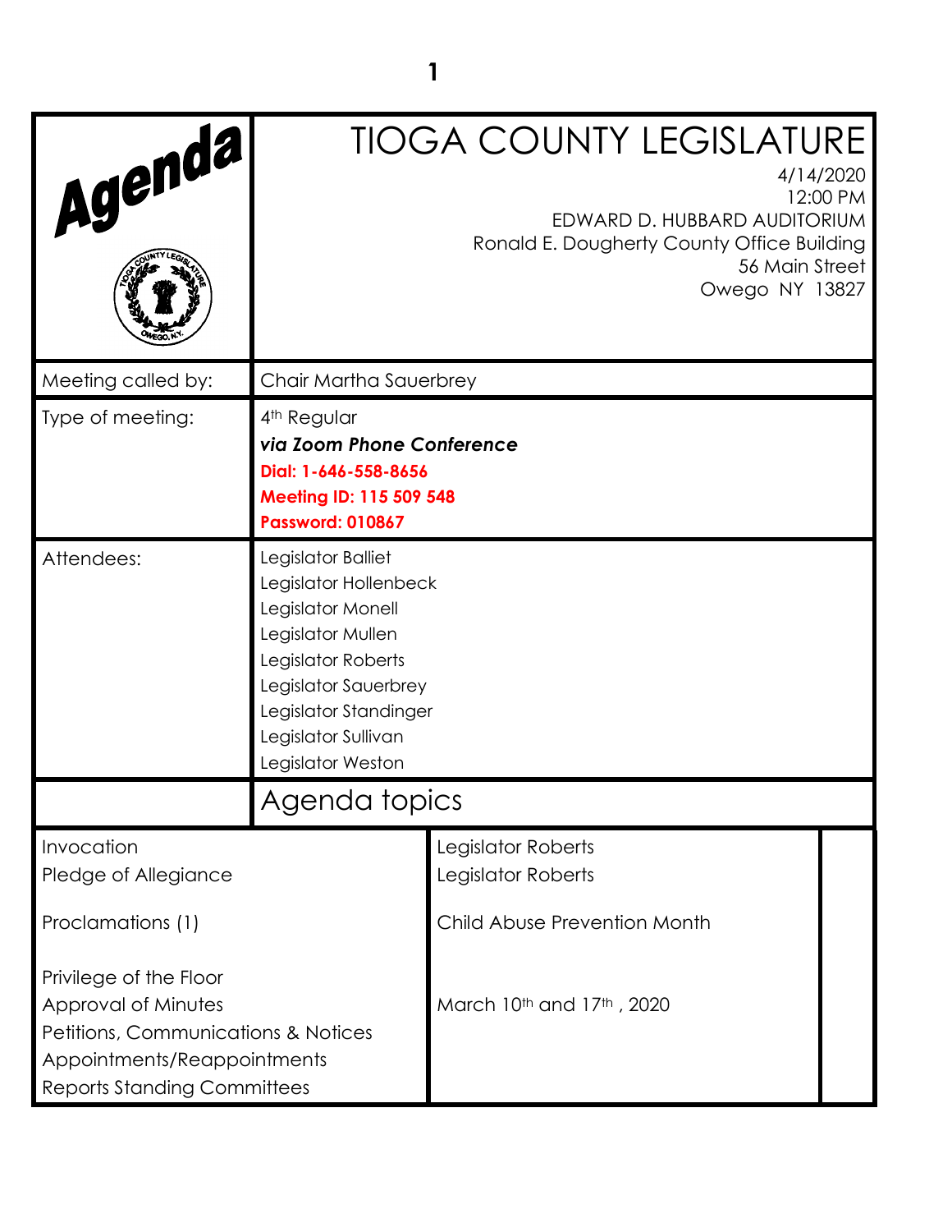# Agenda

# TIOGA COUNTY LEGISLATURE

4/14/2020
12:00 PM
EDWARD D. HUBBARD AUDITORIUM
Ronald E. Dougherty County Office Building
56 Main Street
Owego NY 13827

| | |
|---|---|
| Meeting called by: | Chair Martha Sauerbrey |
| Type of meeting: | 4th Regular<br>***via Zoom Phone Conference***<br>**Dial: 1-646-558-8656**<br>**Meeting ID: 115 509 548**<br>**Password: 010867** |
| Attendees: | Legislator Balliet<br>Legislator Hollenbeck<br>Legislator Monell<br>Legislator Mullen<br>Legislator Roberts<br>Legislator Sauerbrey<br>Legislator Standinger<br>Legislator Sullivan<br>Legislator Weston |

## Agenda topics

| | | |
|---|---|---|
| Invocation | Legislator Roberts | |
| Pledge of Allegiance | Legislator Roberts | |
| Proclamations (1) | Child Abuse Prevention Month | |
| Privilege of the Floor | | |
| Approval of Minutes | March 10th and 17th, 2020 | |
| Petitions, Communications & Notices | | |
| Appointments/Reappointments | | |
| Reports Standing Committees | | |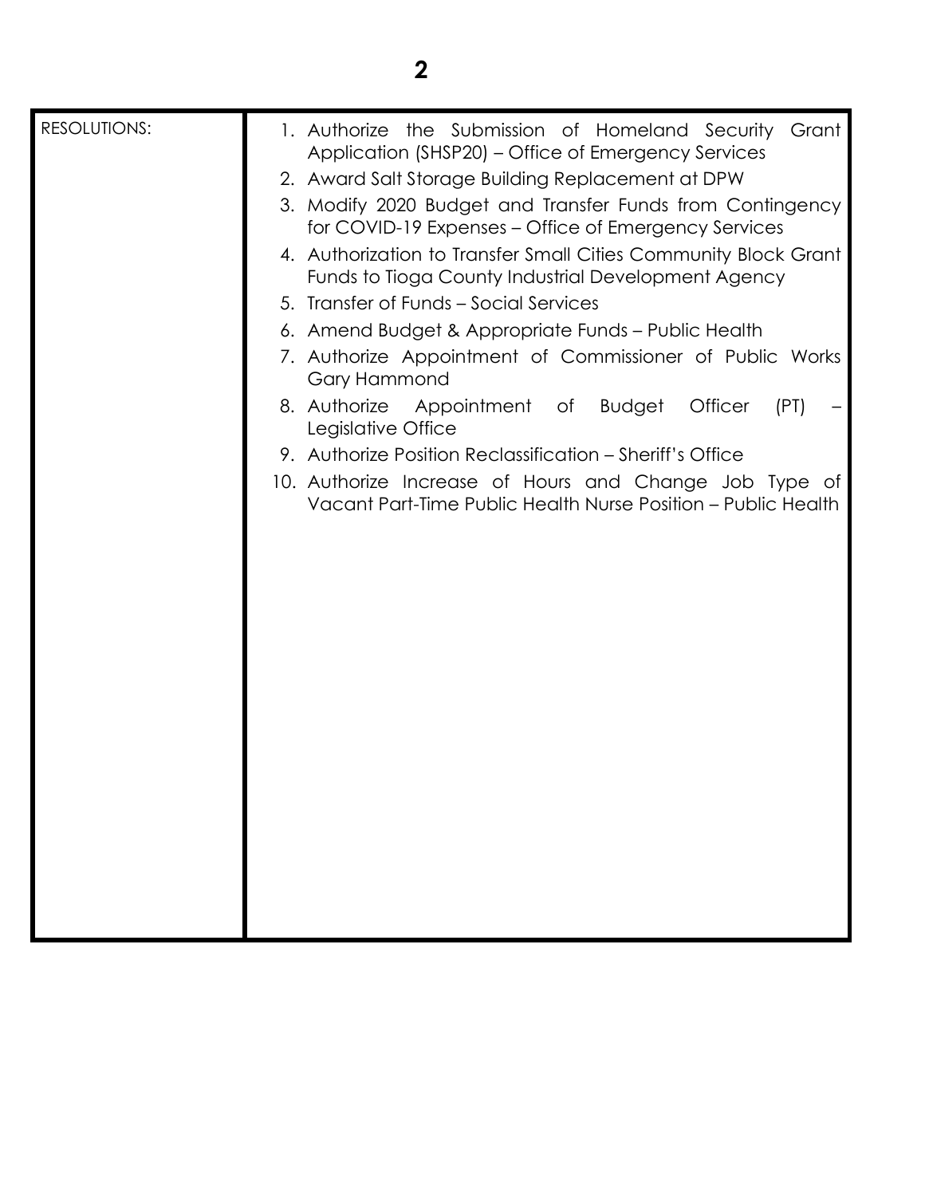| RESOLUTIONS: | 1. Authorize the Submission of Homeland Security Grant Application (SHSP20) – Office of Emergency Services<br>2. Award Salt Storage Building Replacement at DPW<br>3. Modify 2020 Budget and Transfer Funds from Contingency for COVID-19 Expenses – Office of Emergency Services<br>4. Authorization to Transfer Small Cities Community Block Grant Funds to Tioga County Industrial Development Agency<br>5. Transfer of Funds – Social Services<br>6. Amend Budget & Appropriate Funds – Public Health<br>7. Authorize Appointment of Commissioner of Public Works Gary Hammond<br>8. Authorize Appointment of Budget Officer (PT) – Legislative Office<br>9. Authorize Position Reclassification – Sheriff's Office<br>10. Authorize Increase of Hours and Change Job Type of Vacant Part-Time Public Health Nurse Position – Public Health |
|---|---|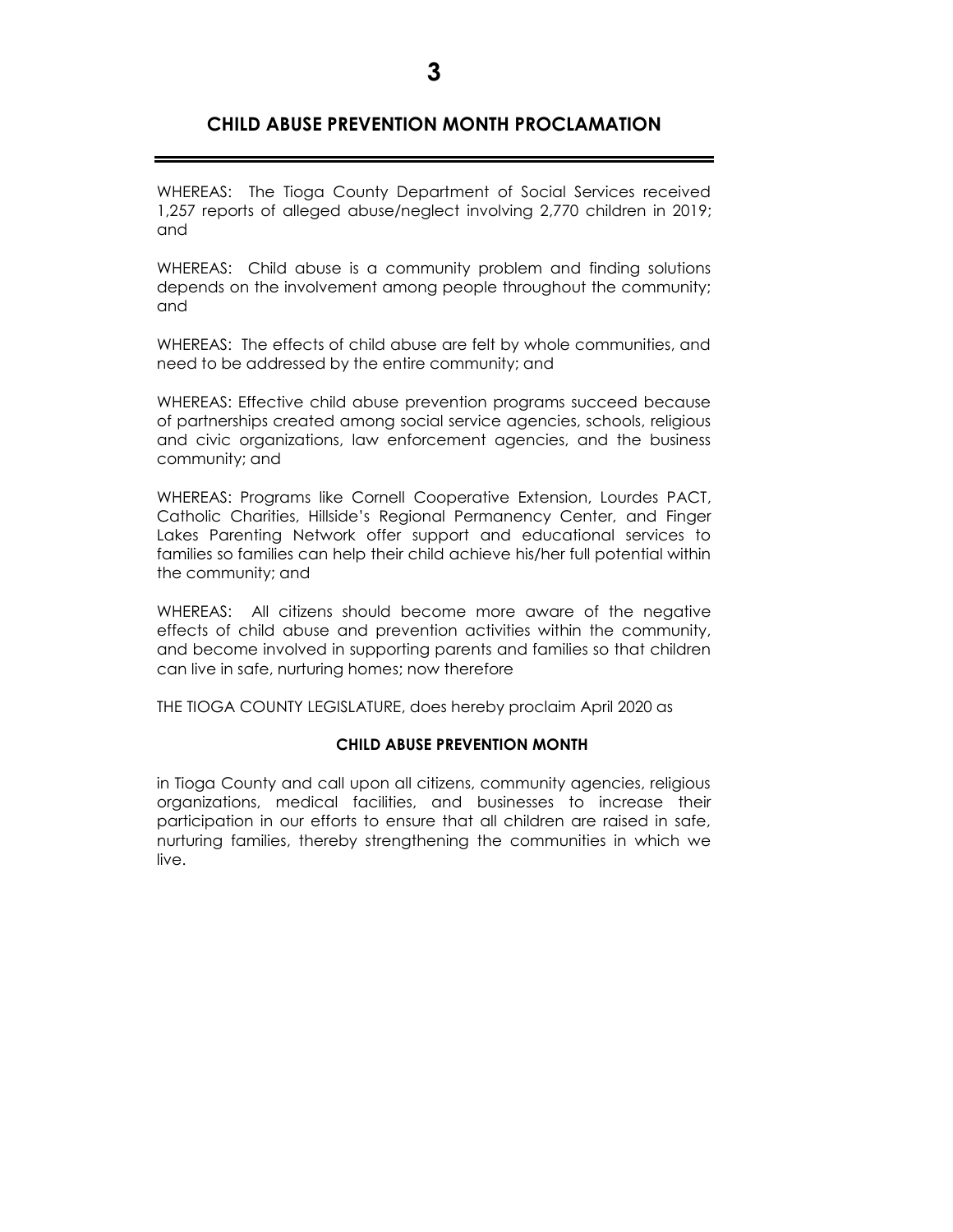# CHILD ABUSE PREVENTION MONTH PROCLAMATION

WHEREAS: The Tioga County Department of Social Services received 1,257 reports of alleged abuse/neglect involving 2,770 children in 2019; and

WHEREAS: Child abuse is a community problem and finding solutions depends on the involvement among people throughout the community; and

WHEREAS: The effects of child abuse are felt by whole communities, and need to be addressed by the entire community; and

WHEREAS: Effective child abuse prevention programs succeed because of partnerships created among social service agencies, schools, religious and civic organizations, law enforcement agencies, and the business community; and

WHEREAS: Programs like Cornell Cooperative Extension, Lourdes PACT, Catholic Charities, Hillside's Regional Permanency Center, and Finger Lakes Parenting Network offer support and educational services to families so families can help their child achieve his/her full potential within the community; and

WHEREAS: All citizens should become more aware of the negative effects of child abuse and prevention activities within the community, and become involved in supporting parents and families so that children can live in safe, nurturing homes; now therefore

THE TIOGA COUNTY LEGISLATURE, does hereby proclaim April 2020 as

**CHILD ABUSE PREVENTION MONTH**

in Tioga County and call upon all citizens, community agencies, religious organizations, medical facilities, and businesses to increase their participation in our efforts to ensure that all children are raised in safe, nurturing families, thereby strengthening the communities in which we live.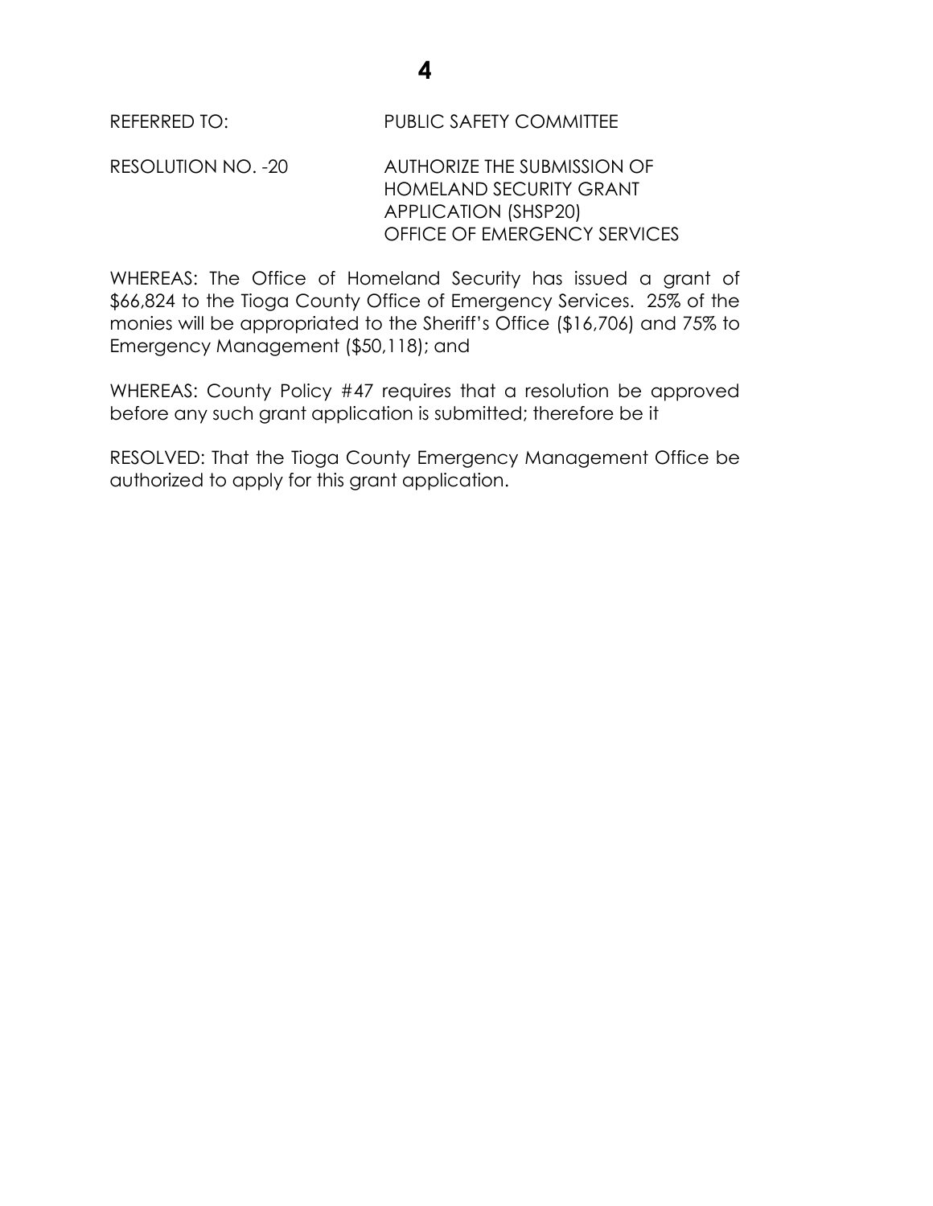REFERRED TO: PUBLIC SAFETY COMMITTEE

RESOLUTION NO. -20 AUTHORIZE THE SUBMISSION OF HOMELAND SECURITY GRANT APPLICATION (SHSP20) OFFICE OF EMERGENCY SERVICES

WHEREAS: The Office of Homeland Security has issued a grant of $66,824 to the Tioga County Office of Emergency Services. 25% of the monies will be appropriated to the Sheriff's Office ($16,706) and 75% to Emergency Management ($50,118); and

WHEREAS: County Policy #47 requires that a resolution be approved before any such grant application is submitted; therefore be it

RESOLVED: That the Tioga County Emergency Management Office be authorized to apply for this grant application.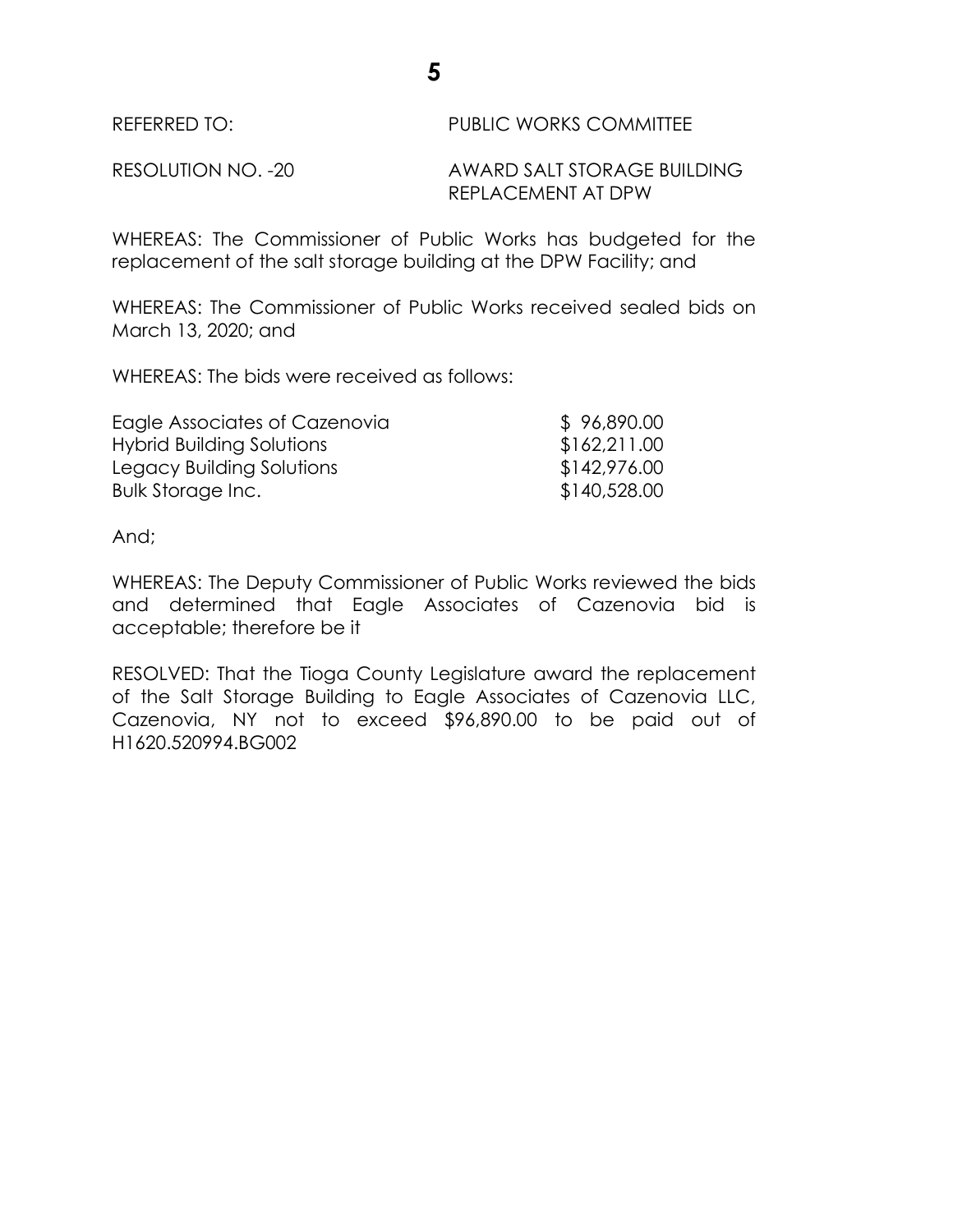REFERRED TO: PUBLIC WORKS COMMITTEE

RESOLUTION NO. -20 AWARD SALT STORAGE BUILDING REPLACEMENT AT DPW

WHEREAS: The Commissioner of Public Works has budgeted for the replacement of the salt storage building at the DPW Facility; and

WHEREAS: The Commissioner of Public Works received sealed bids on March 13, 2020; and

WHEREAS: The bids were received as follows:

| | |
|---|---|
| Eagle Associates of Cazenovia | $ 96,890.00 |
| Hybrid Building Solutions | $162,211.00 |
| Legacy Building Solutions | $142,976.00 |
| Bulk Storage Inc. | $140,528.00 |

And;

WHEREAS: The Deputy Commissioner of Public Works reviewed the bids and determined that Eagle Associates of Cazenovia bid is acceptable; therefore be it

RESOLVED: That the Tioga County Legislature award the replacement of the Salt Storage Building to Eagle Associates of Cazenovia LLC, Cazenovia, NY not to exceed $96,890.00 to be paid out of H1620.520994.BG002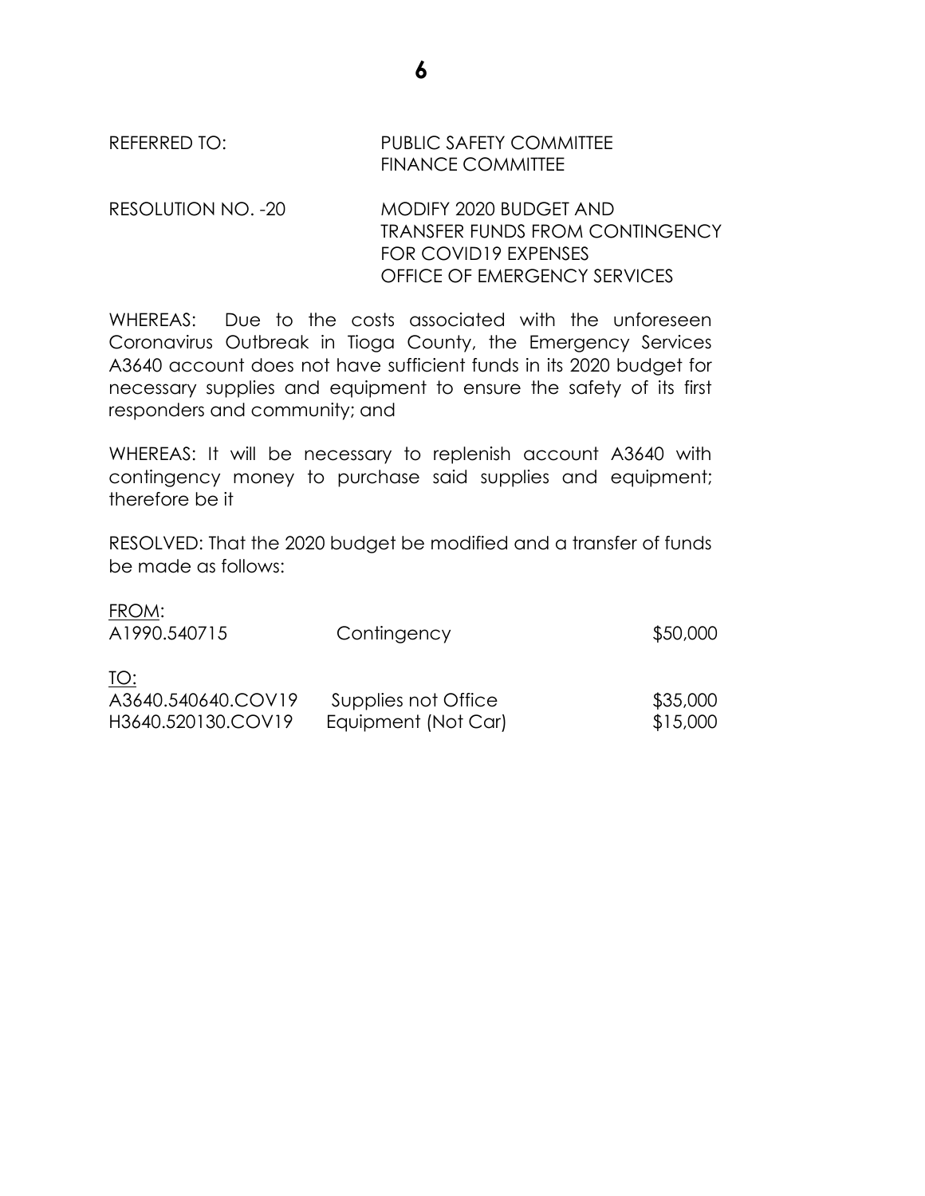REFERRED TO: PUBLIC SAFETY COMMITTEE
FINANCE COMMITTEE

RESOLUTION NO. -20 MODIFY 2020 BUDGET AND TRANSFER FUNDS FROM CONTINGENCY FOR COVID19 EXPENSES OFFICE OF EMERGENCY SERVICES

WHEREAS: Due to the costs associated with the unforeseen Coronavirus Outbreak in Tioga County, the Emergency Services A3640 account does not have sufficient funds in its 2020 budget for necessary supplies and equipment to ensure the safety of its first responders and community; and

WHEREAS: It will be necessary to replenish account A3640 with contingency money to purchase said supplies and equipment; therefore be it

RESOLVED: That the 2020 budget be modified and a transfer of funds be made as follows:

| | | |
|---|---|---|
| <u>FROM</u>: | | |
| A1990.540715 | Contingency | $50,000 |
| <u>TO:</u> | | |
| A3640.540640.COV19 | Supplies not Office | $35,000 |
| H3640.520130.COV19 | Equipment (Not Car) | $15,000 |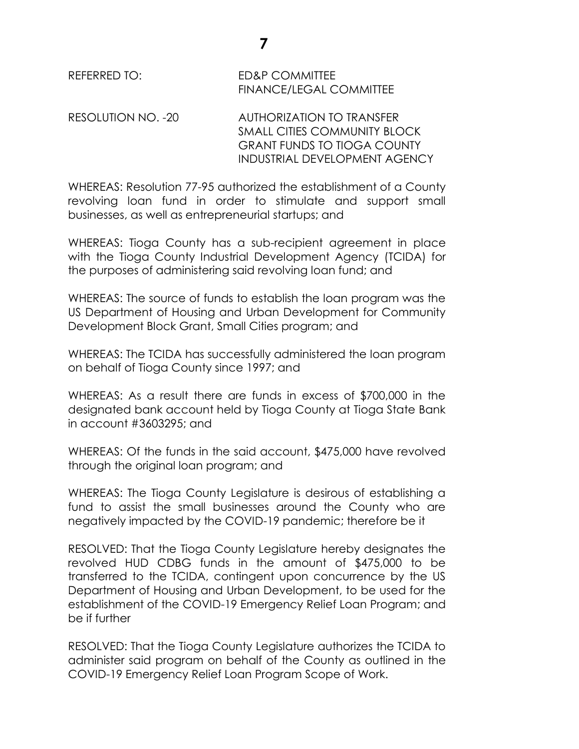REFERRED TO: ED&P COMMITTEE
FINANCE/LEGAL COMMITTEE

RESOLUTION NO. -20 AUTHORIZATION TO TRANSFER SMALL CITIES COMMUNITY BLOCK GRANT FUNDS TO TIOGA COUNTY INDUSTRIAL DEVELOPMENT AGENCY

WHEREAS: Resolution 77-95 authorized the establishment of a County revolving loan fund in order to stimulate and support small businesses, as well as entrepreneurial startups; and

WHEREAS: Tioga County has a sub-recipient agreement in place with the Tioga County Industrial Development Agency (TCIDA) for the purposes of administering said revolving loan fund; and

WHEREAS: The source of funds to establish the loan program was the US Department of Housing and Urban Development for Community Development Block Grant, Small Cities program; and

WHEREAS: The TCIDA has successfully administered the loan program on behalf of Tioga County since 1997; and

WHEREAS: As a result there are funds in excess of $700,000 in the designated bank account held by Tioga County at Tioga State Bank in account #3603295; and

WHEREAS: Of the funds in the said account, $475,000 have revolved through the original loan program; and

WHEREAS: The Tioga County Legislature is desirous of establishing a fund to assist the small businesses around the County who are negatively impacted by the COVID-19 pandemic; therefore be it

RESOLVED: That the Tioga County Legislature hereby designates the revolved HUD CDBG funds in the amount of $475,000 to be transferred to the TCIDA, contingent upon concurrence by the US Department of Housing and Urban Development, to be used for the establishment of the COVID-19 Emergency Relief Loan Program; and be if further

RESOLVED: That the Tioga County Legislature authorizes the TCIDA to administer said program on behalf of the County as outlined in the COVID-19 Emergency Relief Loan Program Scope of Work.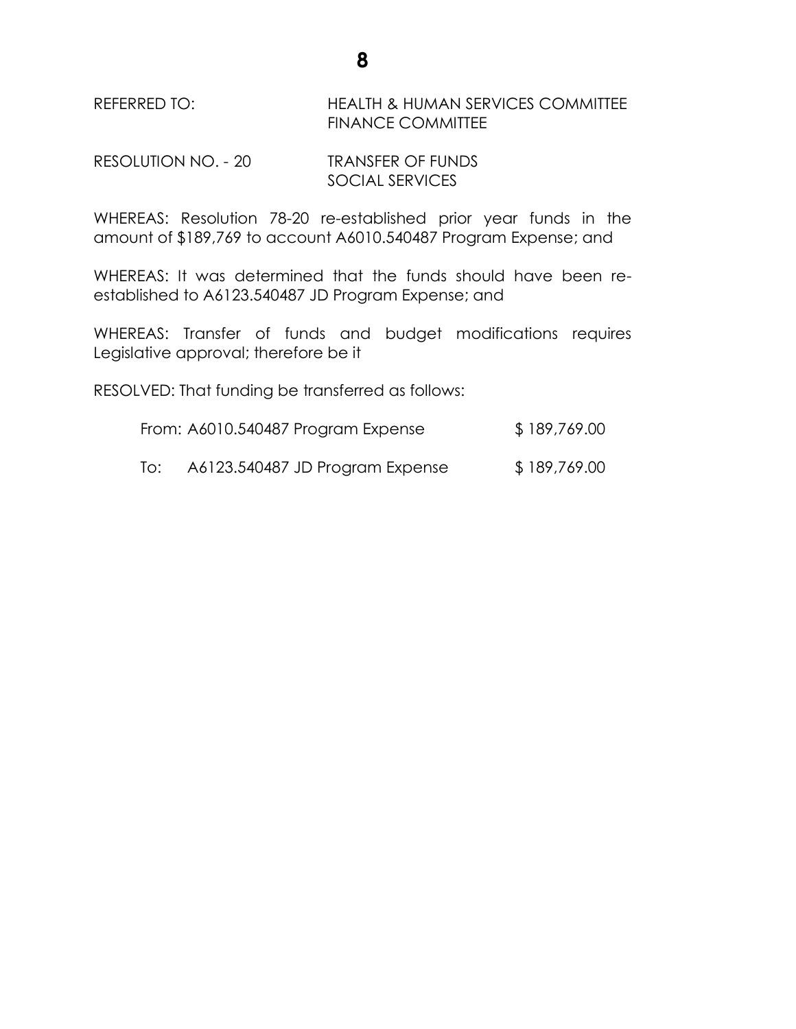REFERRED TO: HEALTH & HUMAN SERVICES COMMITTEE
FINANCE COMMITTEE

RESOLUTION NO. - 20 TRANSFER OF FUNDS
SOCIAL SERVICES

WHEREAS: Resolution 78-20 re-established prior year funds in the amount of $189,769 to account A6010.540487 Program Expense; and

WHEREAS: It was determined that the funds should have been re-established to A6123.540487 JD Program Expense; and

WHEREAS: Transfer of funds and budget modifications requires Legislative approval; therefore be it

RESOLVED: That funding be transferred as follows:

| | | |
|---|---|---|
| From: | A6010.540487 Program Expense | $ 189,769.00 |
| To: | A6123.540487 JD Program Expense | $ 189,769.00 |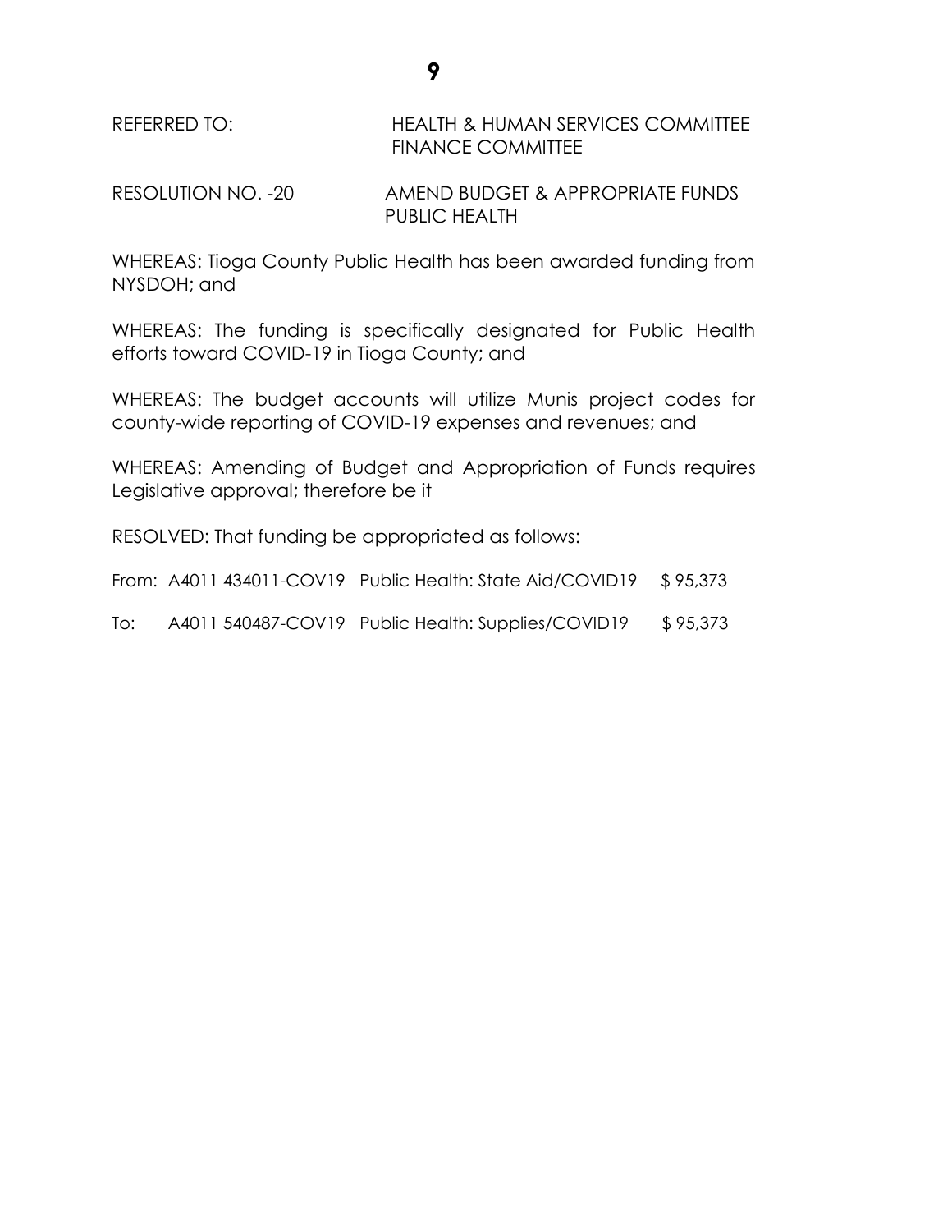REFERRED TO: HEALTH & HUMAN SERVICES COMMITTEE
FINANCE COMMITTEE

RESOLUTION NO. -20 AMEND BUDGET & APPROPRIATE FUNDS
PUBLIC HEALTH

WHEREAS: Tioga County Public Health has been awarded funding from NYSDOH; and

WHEREAS: The funding is specifically designated for Public Health efforts toward COVID-19 in Tioga County; and

WHEREAS: The budget accounts will utilize Munis project codes for county-wide reporting of COVID-19 expenses and revenues; and

WHEREAS: Amending of Budget and Appropriation of Funds requires Legislative approval; therefore be it

RESOLVED: That funding be appropriated as follows:

| | | | |
|---|---|---|---|
| From: | A4011 434011-COV19 | Public Health: State Aid/COVID19 | $ 95,373 |
| To: | A4011 540487-COV19 | Public Health: Supplies/COVID19 | $ 95,373 |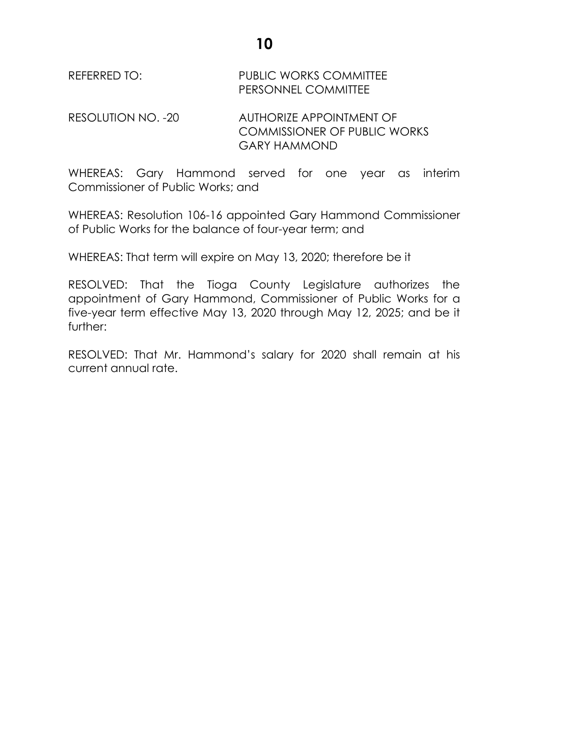REFERRED TO: PUBLIC WORKS COMMITTEE
PERSONNEL COMMITTEE

RESOLUTION NO. -20 AUTHORIZE APPOINTMENT OF COMMISSIONER OF PUBLIC WORKS GARY HAMMOND

WHEREAS: Gary Hammond served for one year as interim Commissioner of Public Works; and

WHEREAS: Resolution 106-16 appointed Gary Hammond Commissioner of Public Works for the balance of four-year term; and

WHEREAS: That term will expire on May 13, 2020; therefore be it

RESOLVED: That the Tioga County Legislature authorizes the appointment of Gary Hammond, Commissioner of Public Works for a five-year term effective May 13, 2020 through May 12, 2025; and be it further:

RESOLVED: That Mr. Hammond's salary for 2020 shall remain at his current annual rate.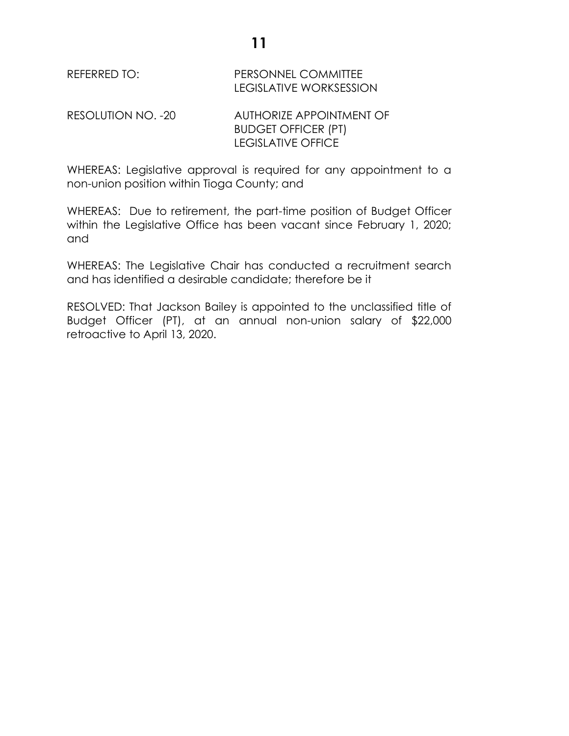REFERRED TO: PERSONNEL COMMITTEE
LEGISLATIVE WORKSESSION

RESOLUTION NO. -20 AUTHORIZE APPOINTMENT OF
BUDGET OFFICER (PT)
LEGISLATIVE OFFICE

WHEREAS: Legislative approval is required for any appointment to a non-union position within Tioga County; and

WHEREAS: Due to retirement, the part-time position of Budget Officer within the Legislative Office has been vacant since February 1, 2020; and

WHEREAS: The Legislative Chair has conducted a recruitment search and has identified a desirable candidate; therefore be it

RESOLVED: That Jackson Bailey is appointed to the unclassified title of Budget Officer (PT), at an annual non-union salary of $22,000 retroactive to April 13, 2020.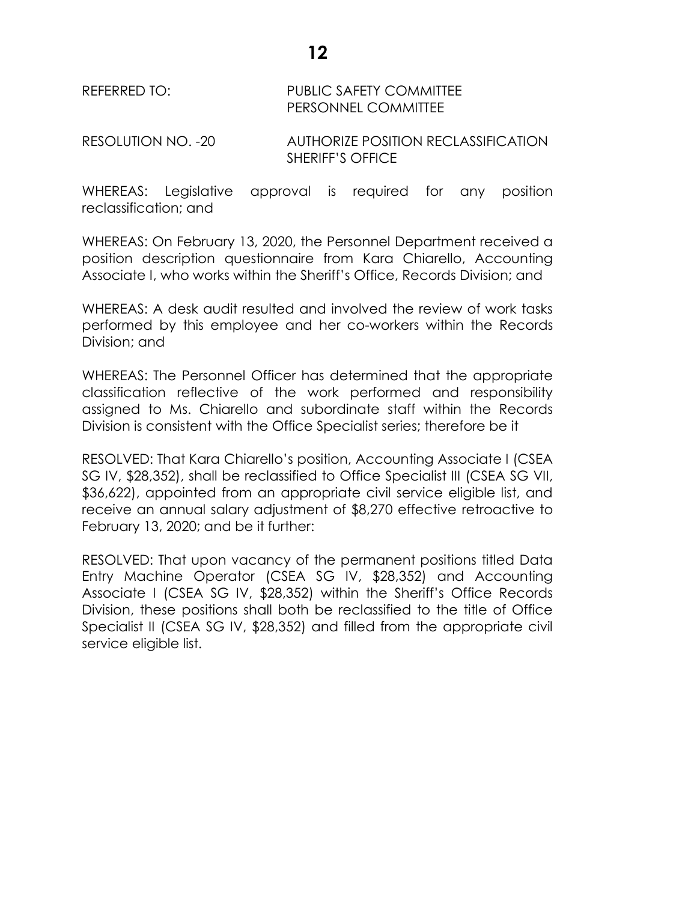REFERRED TO: PUBLIC SAFETY COMMITTEE
PERSONNEL COMMITTEE

RESOLUTION NO. -20 AUTHORIZE POSITION RECLASSIFICATION SHERIFF'S OFFICE

WHEREAS: Legislative approval is required for any position reclassification; and

WHEREAS: On February 13, 2020, the Personnel Department received a position description questionnaire from Kara Chiarello, Accounting Associate I, who works within the Sheriff's Office, Records Division; and

WHEREAS: A desk audit resulted and involved the review of work tasks performed by this employee and her co-workers within the Records Division; and

WHEREAS: The Personnel Officer has determined that the appropriate classification reflective of the work performed and responsibility assigned to Ms. Chiarello and subordinate staff within the Records Division is consistent with the Office Specialist series; therefore be it

RESOLVED: That Kara Chiarello's position, Accounting Associate I (CSEA SG IV, $28,352), shall be reclassified to Office Specialist III (CSEA SG VII, $36,622), appointed from an appropriate civil service eligible list, and receive an annual salary adjustment of $8,270 effective retroactive to February 13, 2020; and be it further:

RESOLVED: That upon vacancy of the permanent positions titled Data Entry Machine Operator (CSEA SG IV, $28,352) and Accounting Associate I (CSEA SG IV, $28,352) within the Sheriff's Office Records Division, these positions shall both be reclassified to the title of Office Specialist II (CSEA SG IV, $28,352) and filled from the appropriate civil service eligible list.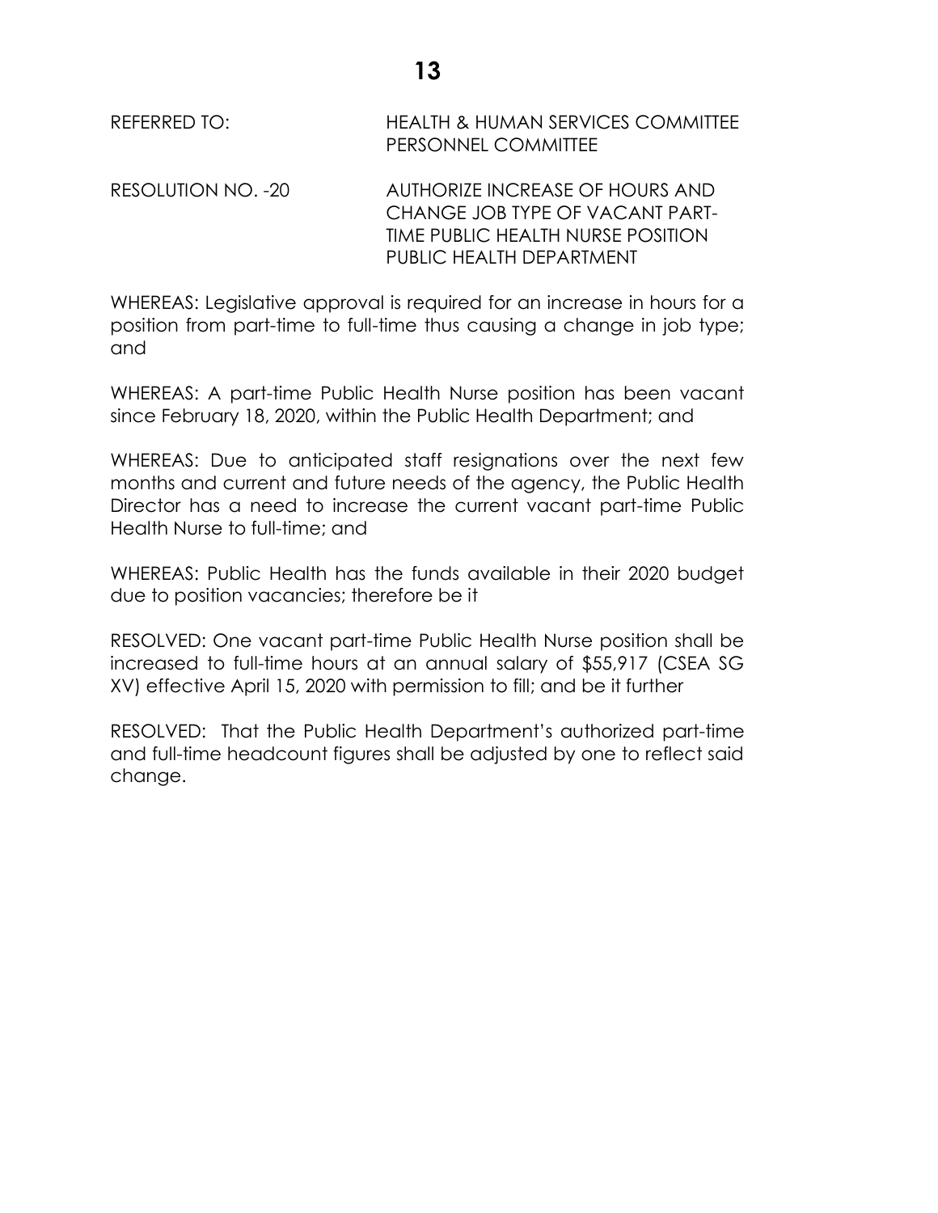REFERRED TO: HEALTH & HUMAN SERVICES COMMITTEE
PERSONNEL COMMITTEE

RESOLUTION NO. -20 AUTHORIZE INCREASE OF HOURS AND CHANGE JOB TYPE OF VACANT PART-TIME PUBLIC HEALTH NURSE POSITION PUBLIC HEALTH DEPARTMENT

WHEREAS: Legislative approval is required for an increase in hours for a position from part-time to full-time thus causing a change in job type; and

WHEREAS: A part-time Public Health Nurse position has been vacant since February 18, 2020, within the Public Health Department; and

WHEREAS: Due to anticipated staff resignations over the next few months and current and future needs of the agency, the Public Health Director has a need to increase the current vacant part-time Public Health Nurse to full-time; and

WHEREAS: Public Health has the funds available in their 2020 budget due to position vacancies; therefore be it

RESOLVED: One vacant part-time Public Health Nurse position shall be increased to full-time hours at an annual salary of $55,917 (CSEA SG XV) effective April 15, 2020 with permission to fill; and be it further

RESOLVED: That the Public Health Department's authorized part-time and full-time headcount figures shall be adjusted by one to reflect said change.